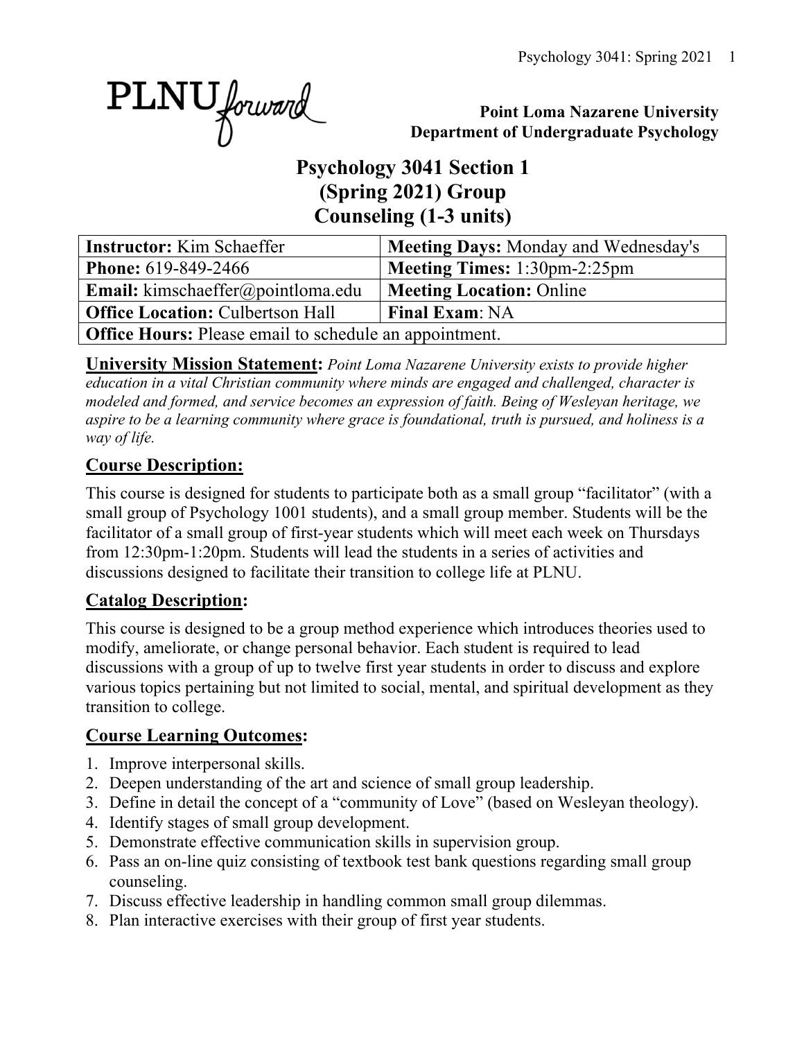PLNU forward

**Point Loma Nazarene University**
**Department of Undergraduate Psychology**

# Psychology 3041 Section 1 (Spring 2021) Group Counseling (1-3 units)

| **Instructor:** Kim Schaeffer | **Meeting Days:** Monday and Wednesday's |
|---|---|
| **Phone:** 619-849-2466 | **Meeting Times:** 1:30pm-2:25pm |
| **Email:** kimschaeffer@pointloma.edu | **Meeting Location:** Online |
| **Office Location:** Culbertson Hall | **Final Exam**: NA |
| **Office Hours:** Please email to schedule an appointment. | |

**University Mission Statement:** *Point Loma Nazarene University exists to provide higher education in a vital Christian community where minds are engaged and challenged, character is modeled and formed, and service becomes an expression of faith. Being of Wesleyan heritage, we aspire to be a learning community where grace is foundational, truth is pursued, and holiness is a way of life.*

## Course Description:

This course is designed for students to participate both as a small group "facilitator" (with a small group of Psychology 1001 students), and a small group member. Students will be the facilitator of a small group of first-year students which will meet each week on Thursdays from 12:30pm-1:20pm. Students will lead the students in a series of activities and discussions designed to facilitate their transition to college life at PLNU.

## Catalog Description:

This course is designed to be a group method experience which introduces theories used to modify, ameliorate, or change personal behavior. Each student is required to lead discussions with a group of up to twelve first year students in order to discuss and explore various topics pertaining but not limited to social, mental, and spiritual development as they transition to college.

## Course Learning Outcomes:

1. Improve interpersonal skills.
2. Deepen understanding of the art and science of small group leadership.
3. Define in detail the concept of a "community of Love" (based on Wesleyan theology).
4. Identify stages of small group development.
5. Demonstrate effective communication skills in supervision group.
6. Pass an on-line quiz consisting of textbook test bank questions regarding small group counseling.
7. Discuss effective leadership in handling common small group dilemmas.
8. Plan interactive exercises with their group of first year students.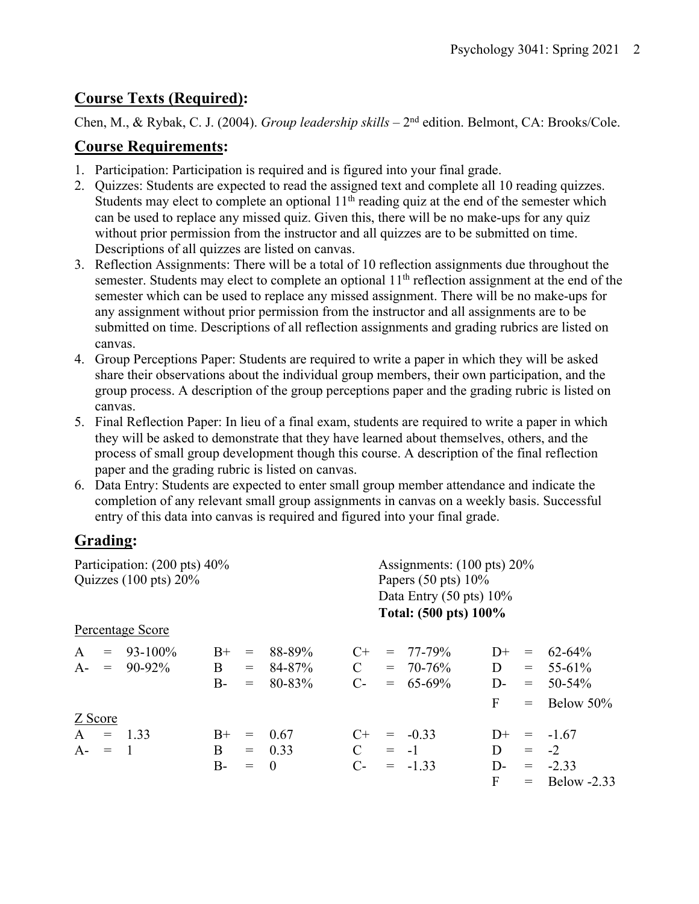## **Course Texts (Required):**

Chen, M., & Rybak, C. J. (2004). *Group leadership skills* – 2nd edition. Belmont, CA: Brooks/Cole.

## **Course Requirements:**

1. Participation: Participation is required and is figured into your final grade.
2. Quizzes: Students are expected to read the assigned text and complete all 10 reading quizzes. Students may elect to complete an optional 11th reading quiz at the end of the semester which can be used to replace any missed quiz. Given this, there will be no make-ups for any quiz without prior permission from the instructor and all quizzes are to be submitted on time. Descriptions of all quizzes are listed on canvas.
3. Reflection Assignments: There will be a total of 10 reflection assignments due throughout the semester. Students may elect to complete an optional 11th reflection assignment at the end of the semester which can be used to replace any missed assignment. There will be no make-ups for any assignment without prior permission from the instructor and all assignments are to be submitted on time. Descriptions of all reflection assignments and grading rubrics are listed on canvas.
4. Group Perceptions Paper: Students are required to write a paper in which they will be asked share their observations about the individual group members, their own participation, and the group process. A description of the group perceptions paper and the grading rubric is listed on canvas.
5. Final Reflection Paper: In lieu of a final exam, students are required to write a paper in which they will be asked to demonstrate that they have learned about themselves, others, and the process of small group development though this course. A description of the final reflection paper and the grading rubric is listed on canvas.
6. Data Entry: Students are expected to enter small group member attendance and indicate the completion of any relevant small group assignments in canvas on a weekly basis. Successful entry of this data into canvas is required and figured into your final grade.

## **Grading:**

Participation: (200 pts) 40%
Quizzes (100 pts) 20%
Assignments: (100 pts) 20%
Papers (50 pts) 10%
Data Entry (50 pts) 10%
**Total: (500 pts) 100%**

Percentage Score

| | | | |
|---|---|---|---|
| A = 93-100% | B+ = 88-89% | C+ = 77-79% | D+ = 62-64% |
| A- = 90-92% | B = 84-87% | C = 70-76% | D = 55-61% |
| | B- = 80-83% | C- = 65-69% | D- = 50-54% |
| | | | F = Below 50% |

Z Score

| | | | |
|---|---|---|---|
| A = 1.33 | B+ = 0.67 | C+ = -0.33 | D+ = -1.67 |
| A- = 1 | B = 0.33 | C = -1 | D = -2 |
| | B- = 0 | C- = -1.33 | D- = -2.33 |
| | | | F = Below -2.33 |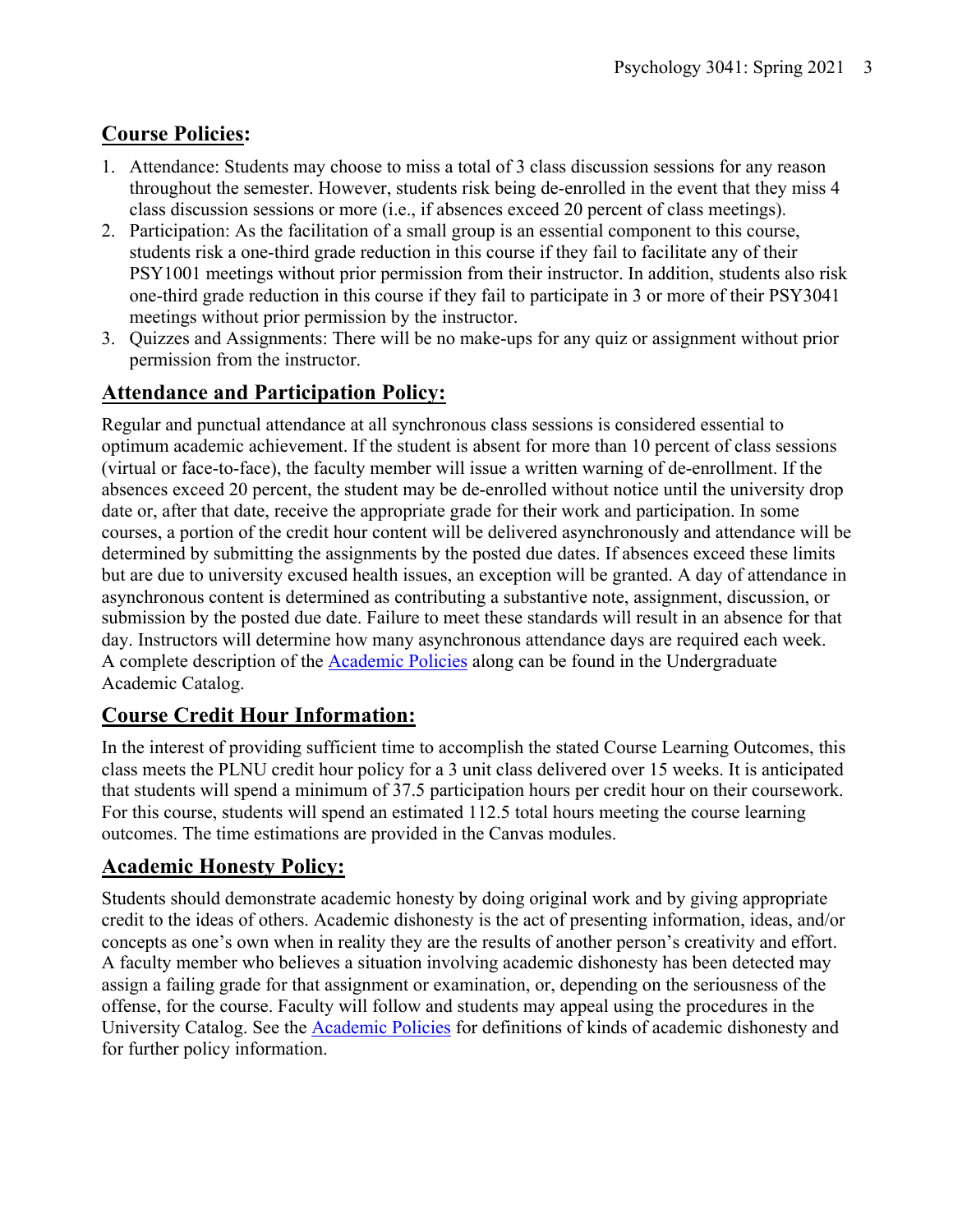## **Course Policies:**

1. Attendance: Students may choose to miss a total of 3 class discussion sessions for any reason throughout the semester. However, students risk being de-enrolled in the event that they miss 4 class discussion sessions or more (i.e., if absences exceed 20 percent of class meetings).
2. Participation: As the facilitation of a small group is an essential component to this course, students risk a one-third grade reduction in this course if they fail to facilitate any of their PSY1001 meetings without prior permission from their instructor. In addition, students also risk one-third grade reduction in this course if they fail to participate in 3 or more of their PSY3041 meetings without prior permission by the instructor.
3. Quizzes and Assignments: There will be no make-ups for any quiz or assignment without prior permission from the instructor.

## **Attendance and Participation Policy:**

Regular and punctual attendance at all synchronous class sessions is considered essential to optimum academic achievement. If the student is absent for more than 10 percent of class sessions (virtual or face-to-face), the faculty member will issue a written warning of de-enrollment. If the absences exceed 20 percent, the student may be de-enrolled without notice until the university drop date or, after that date, receive the appropriate grade for their work and participation. In some courses, a portion of the credit hour content will be delivered asynchronously and attendance will be determined by submitting the assignments by the posted due dates. If absences exceed these limits but are due to university excused health issues, an exception will be granted. A day of attendance in asynchronous content is determined as contributing a substantive note, assignment, discussion, or submission by the posted due date. Failure to meet these standards will result in an absence for that day. Instructors will determine how many asynchronous attendance days are required each week. A complete description of the Academic Policies along can be found in the Undergraduate Academic Catalog.

## **Course Credit Hour Information:**

In the interest of providing sufficient time to accomplish the stated Course Learning Outcomes, this class meets the PLNU credit hour policy for a 3 unit class delivered over 15 weeks. It is anticipated that students will spend a minimum of 37.5 participation hours per credit hour on their coursework. For this course, students will spend an estimated 112.5 total hours meeting the course learning outcomes. The time estimations are provided in the Canvas modules.

## **Academic Honesty Policy:**

Students should demonstrate academic honesty by doing original work and by giving appropriate credit to the ideas of others. Academic dishonesty is the act of presenting information, ideas, and/or concepts as one's own when in reality they are the results of another person's creativity and effort. A faculty member who believes a situation involving academic dishonesty has been detected may assign a failing grade for that assignment or examination, or, depending on the seriousness of the offense, for the course. Faculty will follow and students may appeal using the procedures in the University Catalog. See the Academic Policies for definitions of kinds of academic dishonesty and for further policy information.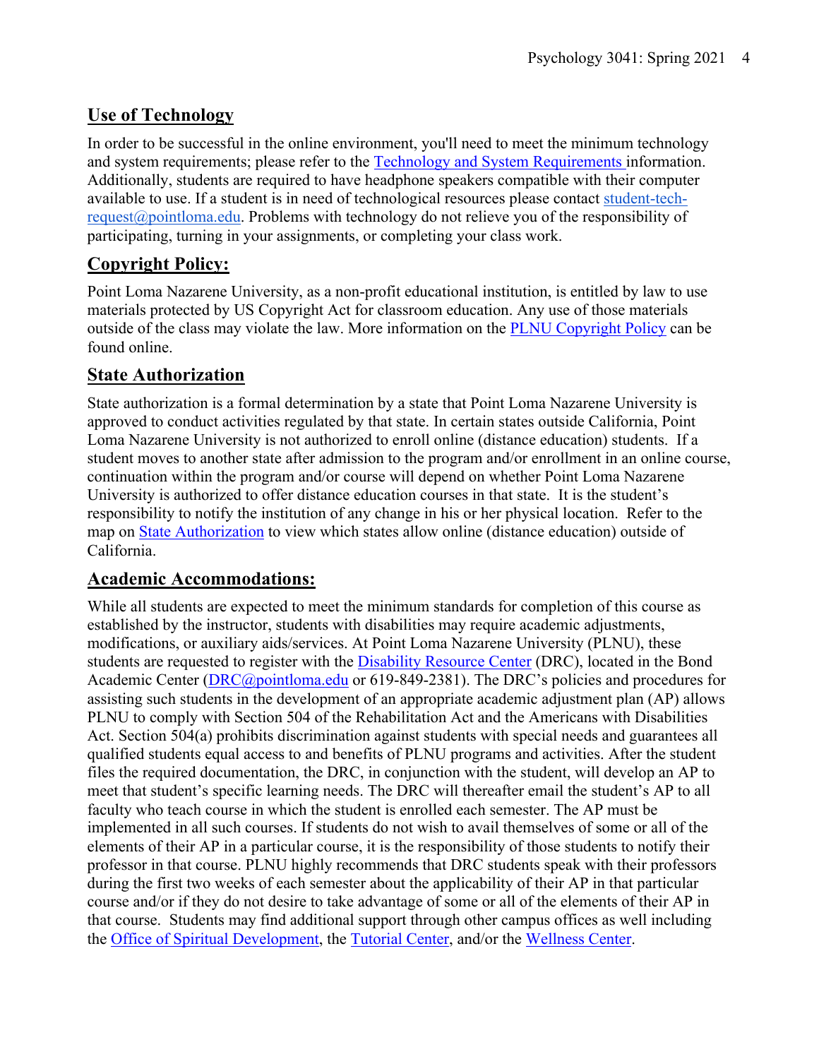## Use of Technology

In order to be successful in the online environment, you'll need to meet the minimum technology and system requirements; please refer to the [Technology and System Requirements ]information. Additionally, students are required to have headphone speakers compatible with their computer available to use. If a student is in need of technological resources please contact [student-tech-request@pointloma.edu]. Problems with technology do not relieve you of the responsibility of participating, turning in your assignments, or completing your class work.

## Copyright Policy:

Point Loma Nazarene University, as a non-profit educational institution, is entitled by law to use materials protected by US Copyright Act for classroom education. Any use of those materials outside of the class may violate the law. More information on the [PLNU Copyright Policy] can be found online.

## State Authorization

State authorization is a formal determination by a state that Point Loma Nazarene University is approved to conduct activities regulated by that state. In certain states outside California, Point Loma Nazarene University is not authorized to enroll online (distance education) students. If a student moves to another state after admission to the program and/or enrollment in an online course, continuation within the program and/or course will depend on whether Point Loma Nazarene University is authorized to offer distance education courses in that state. It is the student's responsibility to notify the institution of any change in his or her physical location. Refer to the map on [State Authorization] to view which states allow online (distance education) outside of California.

## Academic Accommodations:

While all students are expected to meet the minimum standards for completion of this course as established by the instructor, students with disabilities may require academic adjustments, modifications, or auxiliary aids/services. At Point Loma Nazarene University (PLNU), these students are requested to register with the [Disability Resource Center] (DRC), located in the Bond Academic Center ([DRC@pointloma.edu] or 619-849-2381). The DRC's policies and procedures for assisting such students in the development of an appropriate academic adjustment plan (AP) allows PLNU to comply with Section 504 of the Rehabilitation Act and the Americans with Disabilities Act. Section 504(a) prohibits discrimination against students with special needs and guarantees all qualified students equal access to and benefits of PLNU programs and activities. After the student files the required documentation, the DRC, in conjunction with the student, will develop an AP to meet that student's specific learning needs. The DRC will thereafter email the student's AP to all faculty who teach course in which the student is enrolled each semester. The AP must be implemented in all such courses. If students do not wish to avail themselves of some or all of the elements of their AP in a particular course, it is the responsibility of those students to notify their professor in that course. PLNU highly recommends that DRC students speak with their professors during the first two weeks of each semester about the applicability of their AP in that particular course and/or if they do not desire to take advantage of some or all of the elements of their AP in that course. Students may find additional support through other campus offices as well including the [Office of Spiritual Development], the [Tutorial Center], and/or the [Wellness Center].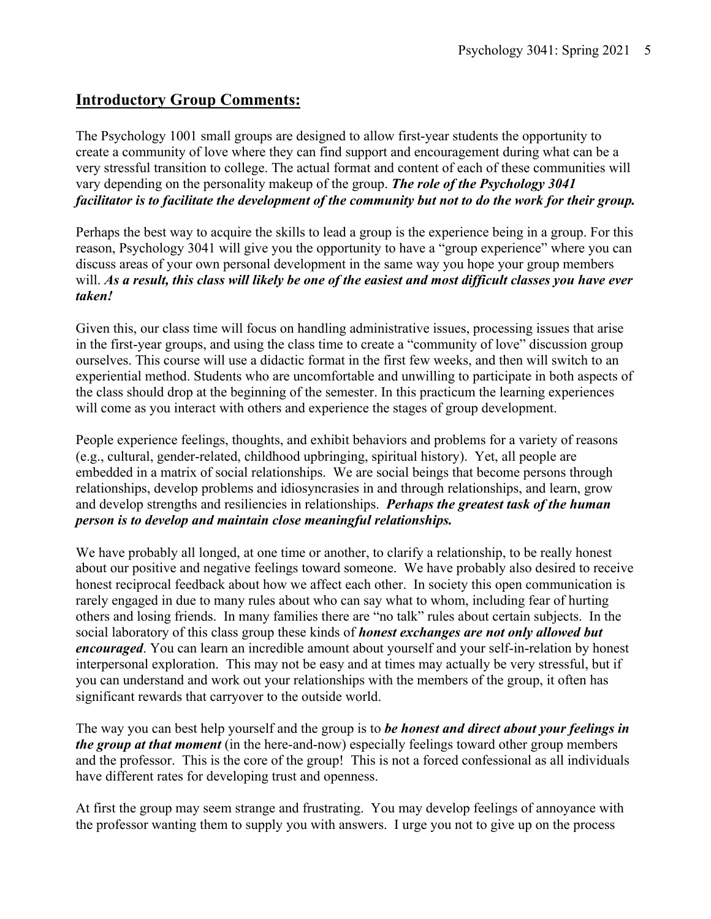## Introductory Group Comments:

The Psychology 1001 small groups are designed to allow first-year students the opportunity to create a community of love where they can find support and encouragement during what can be a very stressful transition to college. The actual format and content of each of these communities will vary depending on the personality makeup of the group. ***The role of the Psychology 3041 facilitator is to facilitate the development of the community but not to do the work for their group.***

Perhaps the best way to acquire the skills to lead a group is the experience being in a group. For this reason, Psychology 3041 will give you the opportunity to have a "group experience" where you can discuss areas of your own personal development in the same way you hope your group members will. ***As a result, this class will likely be one of the easiest and most difficult classes you have ever taken!***

Given this, our class time will focus on handling administrative issues, processing issues that arise in the first-year groups, and using the class time to create a "community of love" discussion group ourselves. This course will use a didactic format in the first few weeks, and then will switch to an experiential method. Students who are uncomfortable and unwilling to participate in both aspects of the class should drop at the beginning of the semester. In this practicum the learning experiences will come as you interact with others and experience the stages of group development.

People experience feelings, thoughts, and exhibit behaviors and problems for a variety of reasons (e.g., cultural, gender-related, childhood upbringing, spiritual history). Yet, all people are embedded in a matrix of social relationships. We are social beings that become persons through relationships, develop problems and idiosyncrasies in and through relationships, and learn, grow and develop strengths and resiliencies in relationships. ***Perhaps the greatest task of the human person is to develop and maintain close meaningful relationships.***

We have probably all longed, at one time or another, to clarify a relationship, to be really honest about our positive and negative feelings toward someone. We have probably also desired to receive honest reciprocal feedback about how we affect each other. In society this open communication is rarely engaged in due to many rules about who can say what to whom, including fear of hurting others and losing friends. In many families there are "no talk" rules about certain subjects. In the social laboratory of this class group these kinds of ***honest exchanges are not only allowed but encouraged***. You can learn an incredible amount about yourself and your self-in-relation by honest interpersonal exploration. This may not be easy and at times may actually be very stressful, but if you can understand and work out your relationships with the members of the group, it often has significant rewards that carryover to the outside world.

The way you can best help yourself and the group is to ***be honest and direct about your feelings in the group at that moment*** (in the here-and-now) especially feelings toward other group members and the professor. This is the core of the group! This is not a forced confessional as all individuals have different rates for developing trust and openness.

At first the group may seem strange and frustrating. You may develop feelings of annoyance with the professor wanting them to supply you with answers. I urge you not to give up on the process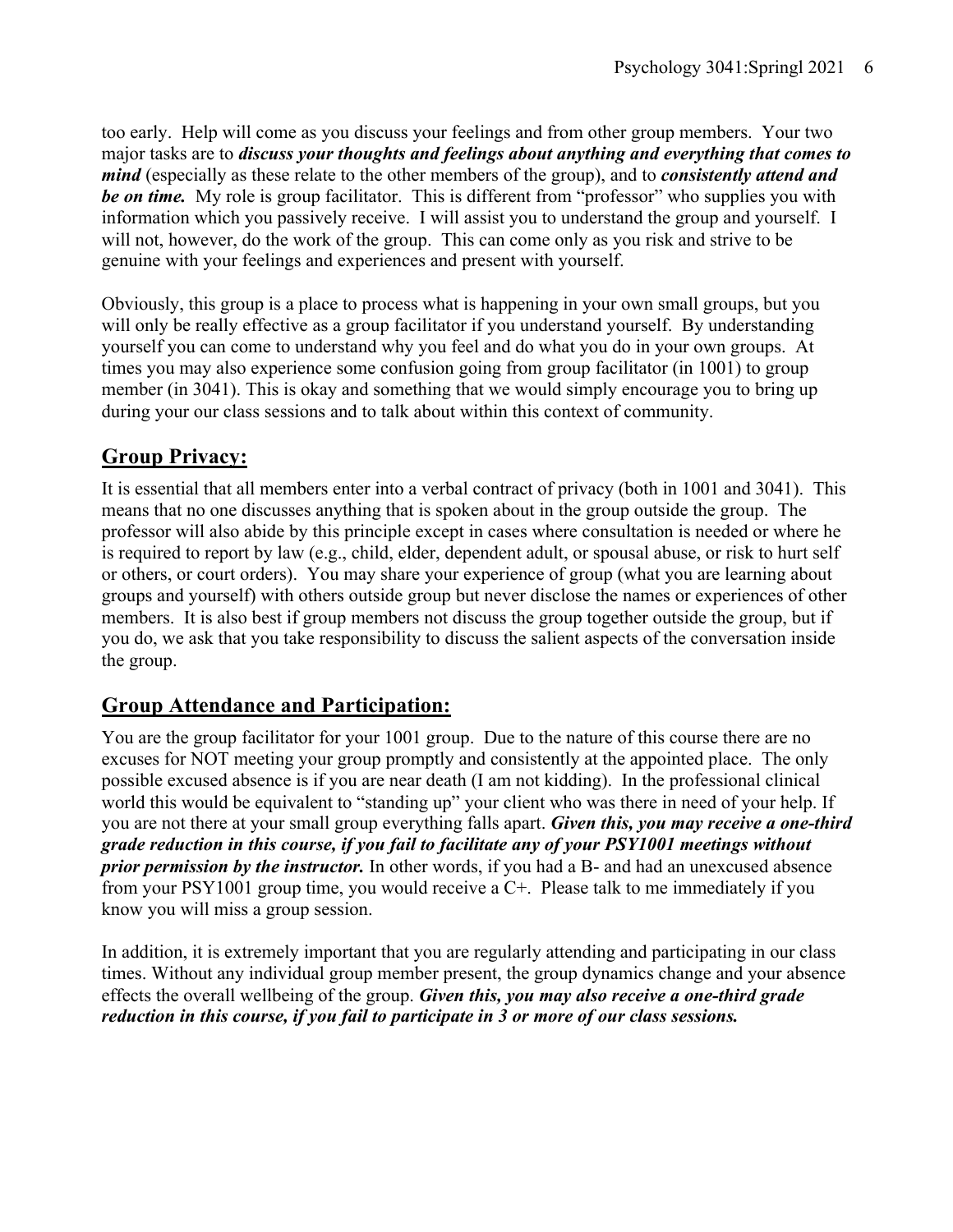too early. Help will come as you discuss your feelings and from other group members. Your two major tasks are to ***discuss your thoughts and feelings about anything and everything that comes to mind*** (especially as these relate to the other members of the group), and to ***consistently attend and be on time.*** My role is group facilitator. This is different from "professor" who supplies you with information which you passively receive. I will assist you to understand the group and yourself. I will not, however, do the work of the group. This can come only as you risk and strive to be genuine with your feelings and experiences and present with yourself.

Obviously, this group is a place to process what is happening in your own small groups, but you will only be really effective as a group facilitator if you understand yourself. By understanding yourself you can come to understand why you feel and do what you do in your own groups. At times you may also experience some confusion going from group facilitator (in 1001) to group member (in 3041). This is okay and something that we would simply encourage you to bring up during your our class sessions and to talk about within this context of community.

## Group Privacy:

It is essential that all members enter into a verbal contract of privacy (both in 1001 and 3041). This means that no one discusses anything that is spoken about in the group outside the group. The professor will also abide by this principle except in cases where consultation is needed or where he is required to report by law (e.g., child, elder, dependent adult, or spousal abuse, or risk to hurt self or others, or court orders). You may share your experience of group (what you are learning about groups and yourself) with others outside group but never disclose the names or experiences of other members. It is also best if group members not discuss the group together outside the group, but if you do, we ask that you take responsibility to discuss the salient aspects of the conversation inside the group.

## Group Attendance and Participation:

You are the group facilitator for your 1001 group. Due to the nature of this course there are no excuses for NOT meeting your group promptly and consistently at the appointed place. The only possible excused absence is if you are near death (I am not kidding). In the professional clinical world this would be equivalent to "standing up" your client who was there in need of your help. If you are not there at your small group everything falls apart. ***Given this, you may receive a one-third grade reduction in this course, if you fail to facilitate any of your PSY1001 meetings without prior permission by the instructor.*** In other words, if you had a B- and had an unexcused absence from your PSY1001 group time, you would receive a C+. Please talk to me immediately if you know you will miss a group session.

In addition, it is extremely important that you are regularly attending and participating in our class times. Without any individual group member present, the group dynamics change and your absence effects the overall wellbeing of the group. ***Given this, you may also receive a one-third grade reduction in this course, if you fail to participate in 3 or more of our class sessions.***